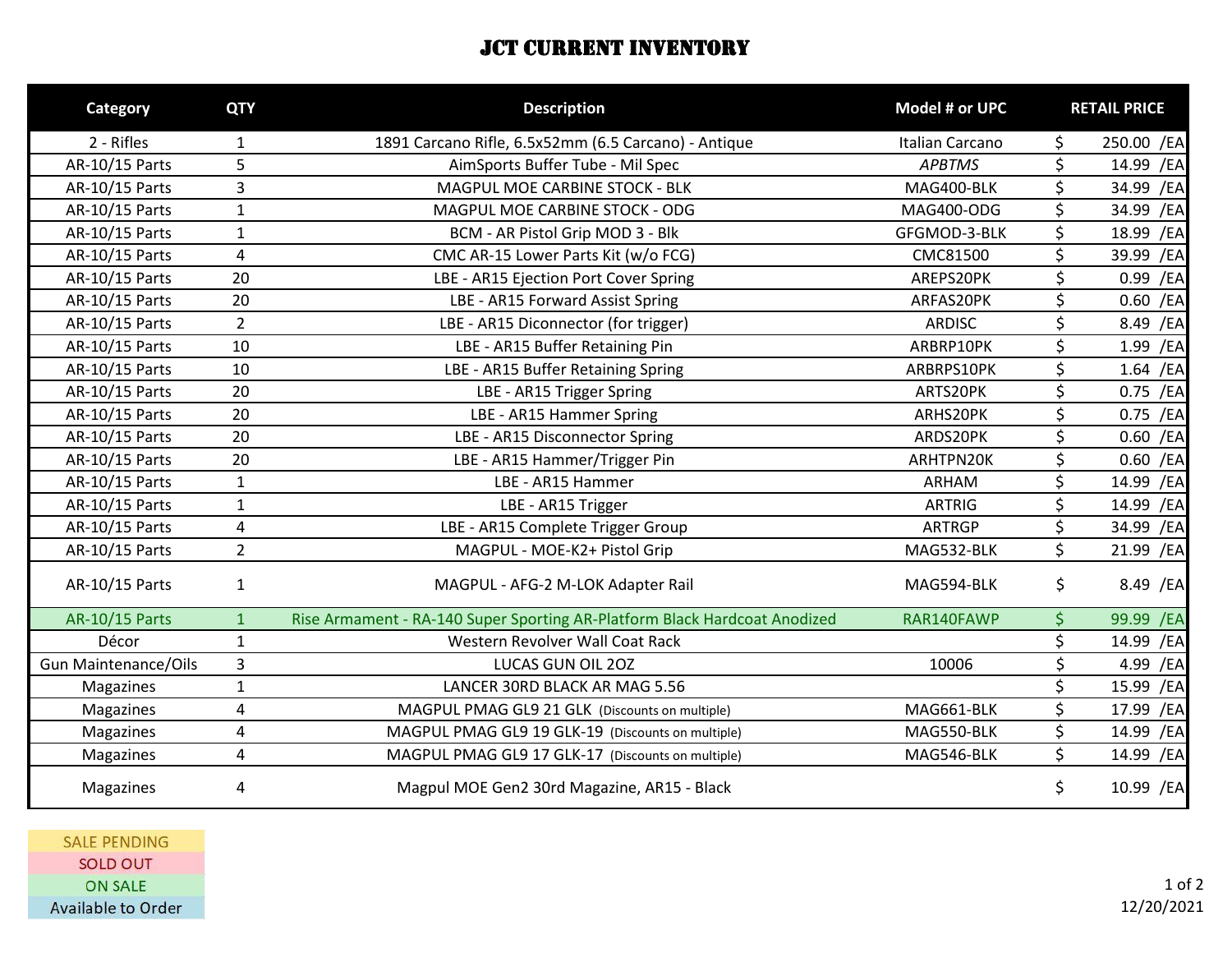# JCT CURRENT INVENTORY

| Category | QTY | Description | Model # or UPC | RETAIL PRICE |
|---|---|---|---|---|
| 2 - Rifles | 1 | 1891 Carcano Rifle, 6.5x52mm (6.5 Carcano) - Antique | Italian Carcano | $ 250.00 /EA |
| AR-10/15 Parts | 5 | AimSports Buffer Tube - Mil Spec | *APBTMS* | $ 14.99 /EA |
| AR-10/15 Parts | 3 | MAGPUL MOE CARBINE STOCK - BLK | MAG400-BLK | $ 34.99 /EA |
| AR-10/15 Parts | 1 | MAGPUL MOE CARBINE STOCK - ODG | MAG400-ODG | $ 34.99 /EA |
| AR-10/15 Parts | 1 | BCM - AR Pistol Grip MOD 3 - Blk | GFGMOD-3-BLK | $ 18.99 /EA |
| AR-10/15 Parts | 4 | CMC AR-15 Lower Parts Kit (w/o FCG) | CMC81500 | $ 39.99 /EA |
| AR-10/15 Parts | 20 | LBE - AR15 Ejection Port Cover Spring | AREPS20PK | $ 0.99 /EA |
| AR-10/15 Parts | 20 | LBE - AR15 Forward Assist Spring | ARFAS20PK | $ 0.60 /EA |
| AR-10/15 Parts | 2 | LBE - AR15 Diconnector (for trigger) | ARDISC | $ 8.49 /EA |
| AR-10/15 Parts | 10 | LBE - AR15 Buffer Retaining Pin | ARBRP10PK | $ 1.99 /EA |
| AR-10/15 Parts | 10 | LBE - AR15 Buffer Retaining Spring | ARBRPS10PK | $ 1.64 /EA |
| AR-10/15 Parts | 20 | LBE - AR15 Trigger Spring | ARTS20PK | $ 0.75 /EA |
| AR-10/15 Parts | 20 | LBE - AR15 Hammer Spring | ARHS20PK | $ 0.75 /EA |
| AR-10/15 Parts | 20 | LBE - AR15 Disconnector Spring | ARDS20PK | $ 0.60 /EA |
| AR-10/15 Parts | 20 | LBE - AR15 Hammer/Trigger Pin | ARHTPN20K | $ 0.60 /EA |
| AR-10/15 Parts | 1 | LBE - AR15 Hammer | ARHAM | $ 14.99 /EA |
| AR-10/15 Parts | 1 | LBE - AR15 Trigger | ARTRIG | $ 14.99 /EA |
| AR-10/15 Parts | 4 | LBE - AR15 Complete Trigger Group | ARTRGP | $ 34.99 /EA |
| AR-10/15 Parts | 2 | MAGPUL - MOE-K2+ Pistol Grip | MAG532-BLK | $ 21.99 /EA |
| AR-10/15 Parts | 1 | MAGPUL - AFG-2 M-LOK Adapter Rail | MAG594-BLK | $ 8.49 /EA |
| AR-10/15 Parts | 1 | Rise Armament - RA-140 Super Sporting AR-Platform Black Hardcoat Anodized | RAR140FAWP | $ 99.99 /EA |
| Décor | 1 | Western Revolver Wall Coat Rack | | $ 14.99 /EA |
| Gun Maintenance/Oils | 3 | LUCAS GUN OIL 2OZ | 10006 | $ 4.99 /EA |
| Magazines | 1 | LANCER 30RD BLACK AR MAG 5.56 | | $ 15.99 /EA |
| Magazines | 4 | MAGPUL PMAG GL9 21 GLK (Discounts on multiple) | MAG661-BLK | $ 17.99 /EA |
| Magazines | 4 | MAGPUL PMAG GL9 19 GLK-19 (Discounts on multiple) | MAG550-BLK | $ 14.99 /EA |
| Magazines | 4 | MAGPUL PMAG GL9 17 GLK-17 (Discounts on multiple) | MAG546-BLK | $ 14.99 /EA |
| Magazines | 4 | Magpul MOE Gen2 30rd Magazine, AR15 - Black | | $ 10.99 /EA |

- SALE PENDING
- SOLD OUT
- ON SALE
- Available to Order

12/20/2021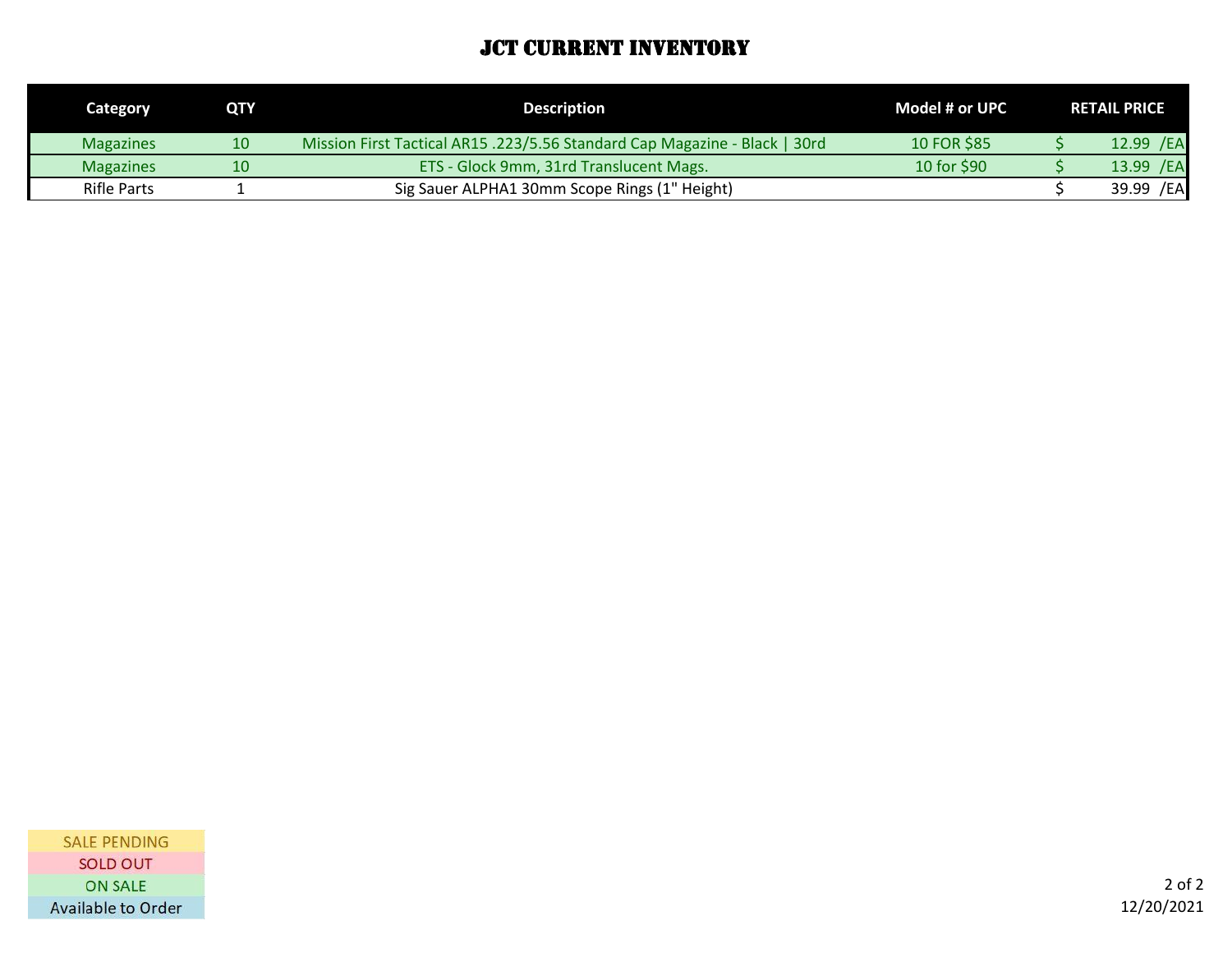# JCT CURRENT INVENTORY

| Category | QTY | Description | Model # or UPC | RETAIL PRICE |
|---|---|---|---|---|
| Magazines | 10 | Mission First Tactical AR15 .223/5.56 Standard Cap Magazine - Black \| 30rd | 10 FOR $85 | $ 12.99 /EA |
| Magazines | 10 | ETS - Glock 9mm, 31rd Translucent Mags. | 10 for $90 | $ 13.99 /EA |
| Rifle Parts | 1 | Sig Sauer ALPHA1 30mm Scope Rings (1" Height) | | $ 39.99 /EA |

SALE PENDING
SOLD OUT
ON SALE
Available to Order

12/20/2021